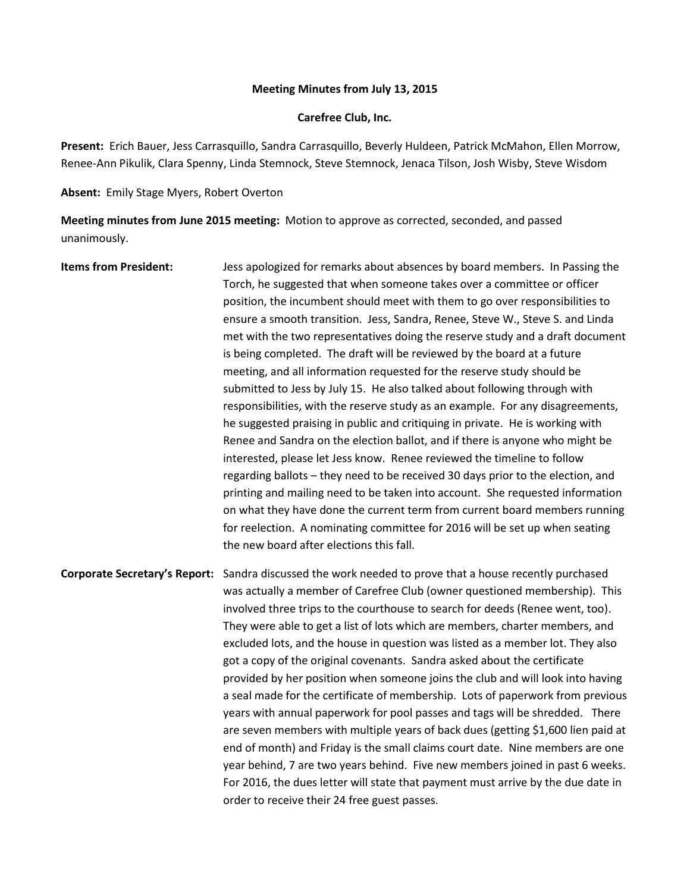**Meeting Minutes from July 13, 2015**

**Carefree Club, Inc.**

**Present:** Erich Bauer, Jess Carrasquillo, Sandra Carrasquillo, Beverly Huldeen, Patrick McMahon, Ellen Morrow, Renee-Ann Pikulik, Clara Spenny, Linda Stemnock, Steve Stemnock, Jenaca Tilson, Josh Wisby, Steve Wisdom

**Absent:** Emily Stage Myers, Robert Overton

**Meeting minutes from June 2015 meeting:** Motion to approve as corrected, seconded, and passed unanimously.

**Items from President:** Jess apologized for remarks about absences by board members. In Passing the Torch, he suggested that when someone takes over a committee or officer position, the incumbent should meet with them to go over responsibilities to ensure a smooth transition. Jess, Sandra, Renee, Steve W., Steve S. and Linda met with the two representatives doing the reserve study and a draft document is being completed. The draft will be reviewed by the board at a future meeting, and all information requested for the reserve study should be submitted to Jess by July 15. He also talked about following through with responsibilities, with the reserve study as an example. For any disagreements, he suggested praising in public and critiquing in private. He is working with Renee and Sandra on the election ballot, and if there is anyone who might be interested, please let Jess know. Renee reviewed the timeline to follow regarding ballots – they need to be received 30 days prior to the election, and printing and mailing need to be taken into account. She requested information on what they have done the current term from current board members running for reelection. A nominating committee for 2016 will be set up when seating the new board after elections this fall.

**Corporate Secretary's Report:** Sandra discussed the work needed to prove that a house recently purchased was actually a member of Carefree Club (owner questioned membership). This involved three trips to the courthouse to search for deeds (Renee went, too). They were able to get a list of lots which are members, charter members, and excluded lots, and the house in question was listed as a member lot. They also got a copy of the original covenants. Sandra asked about the certificate provided by her position when someone joins the club and will look into having a seal made for the certificate of membership. Lots of paperwork from previous years with annual paperwork for pool passes and tags will be shredded. There are seven members with multiple years of back dues (getting $1,600 lien paid at end of month) and Friday is the small claims court date. Nine members are one year behind, 7 are two years behind. Five new members joined in past 6 weeks. For 2016, the dues letter will state that payment must arrive by the due date in order to receive their 24 free guest passes.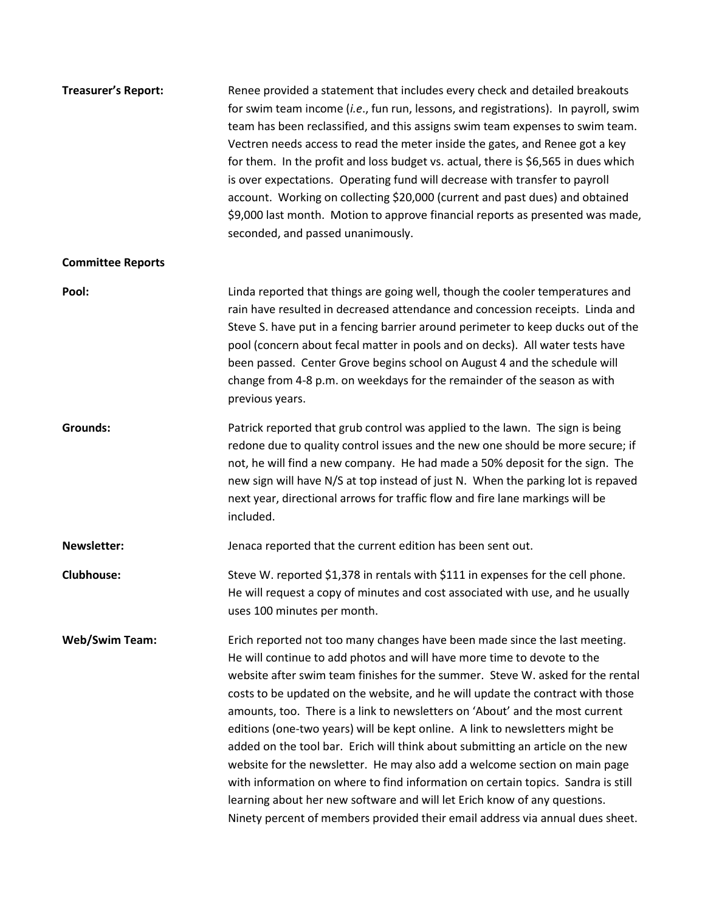**Treasurer's Report:** Renee provided a statement that includes every check and detailed breakouts for swim team income (*i.e*., fun run, lessons, and registrations). In payroll, swim team has been reclassified, and this assigns swim team expenses to swim team. Vectren needs access to read the meter inside the gates, and Renee got a key for them. In the profit and loss budget vs. actual, there is $6,565 in dues which is over expectations. Operating fund will decrease with transfer to payroll account. Working on collecting $20,000 (current and past dues) and obtained $9,000 last month. Motion to approve financial reports as presented was made, seconded, and passed unanimously.

**Committee Reports**

**Pool:** Linda reported that things are going well, though the cooler temperatures and rain have resulted in decreased attendance and concession receipts. Linda and Steve S. have put in a fencing barrier around perimeter to keep ducks out of the pool (concern about fecal matter in pools and on decks). All water tests have been passed. Center Grove begins school on August 4 and the schedule will change from 4-8 p.m. on weekdays for the remainder of the season as with previous years.

**Grounds:** Patrick reported that grub control was applied to the lawn. The sign is being redone due to quality control issues and the new one should be more secure; if not, he will find a new company. He had made a 50% deposit for the sign. The new sign will have N/S at top instead of just N. When the parking lot is repaved next year, directional arrows for traffic flow and fire lane markings will be included.

**Newsletter:** Jenaca reported that the current edition has been sent out.

**Clubhouse:** Steve W. reported $1,378 in rentals with $111 in expenses for the cell phone. He will request a copy of minutes and cost associated with use, and he usually uses 100 minutes per month.

**Web/Swim Team:** Erich reported not too many changes have been made since the last meeting. He will continue to add photos and will have more time to devote to the website after swim team finishes for the summer. Steve W. asked for the rental costs to be updated on the website, and he will update the contract with those amounts, too. There is a link to newsletters on 'About' and the most current editions (one-two years) will be kept online. A link to newsletters might be added on the tool bar. Erich will think about submitting an article on the new website for the newsletter. He may also add a welcome section on main page with information on where to find information on certain topics. Sandra is still learning about her new software and will let Erich know of any questions. Ninety percent of members provided their email address via annual dues sheet.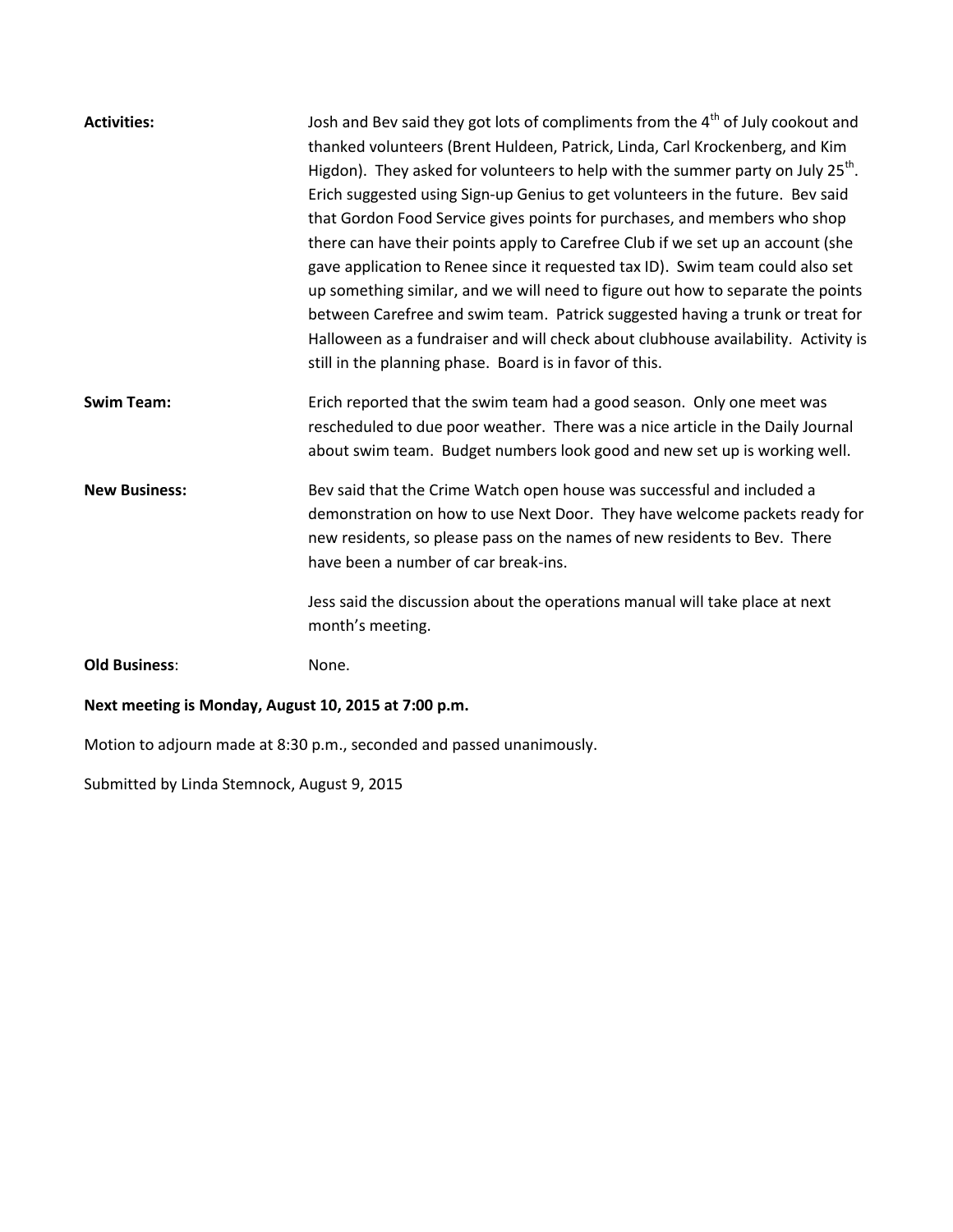**Activities:** Josh and Bev said they got lots of compliments from the 4th of July cookout and thanked volunteers (Brent Huldeen, Patrick, Linda, Carl Krockenberg, and Kim Higdon). They asked for volunteers to help with the summer party on July 25th. Erich suggested using Sign-up Genius to get volunteers in the future. Bev said that Gordon Food Service gives points for purchases, and members who shop there can have their points apply to Carefree Club if we set up an account (she gave application to Renee since it requested tax ID). Swim team could also set up something similar, and we will need to figure out how to separate the points between Carefree and swim team. Patrick suggested having a trunk or treat for Halloween as a fundraiser and will check about clubhouse availability. Activity is still in the planning phase. Board is in favor of this.

**Swim Team:** Erich reported that the swim team had a good season. Only one meet was rescheduled to due poor weather. There was a nice article in the Daily Journal about swim team. Budget numbers look good and new set up is working well.

**New Business:** Bev said that the Crime Watch open house was successful and included a demonstration on how to use Next Door. They have welcome packets ready for new residents, so please pass on the names of new residents to Bev. There have been a number of car break-ins.

Jess said the discussion about the operations manual will take place at next month's meeting.

**Old Business**: None.

**Next meeting is Monday, August 10, 2015 at 7:00 p.m.**

Motion to adjourn made at 8:30 p.m., seconded and passed unanimously.

Submitted by Linda Stemnock, August 9, 2015